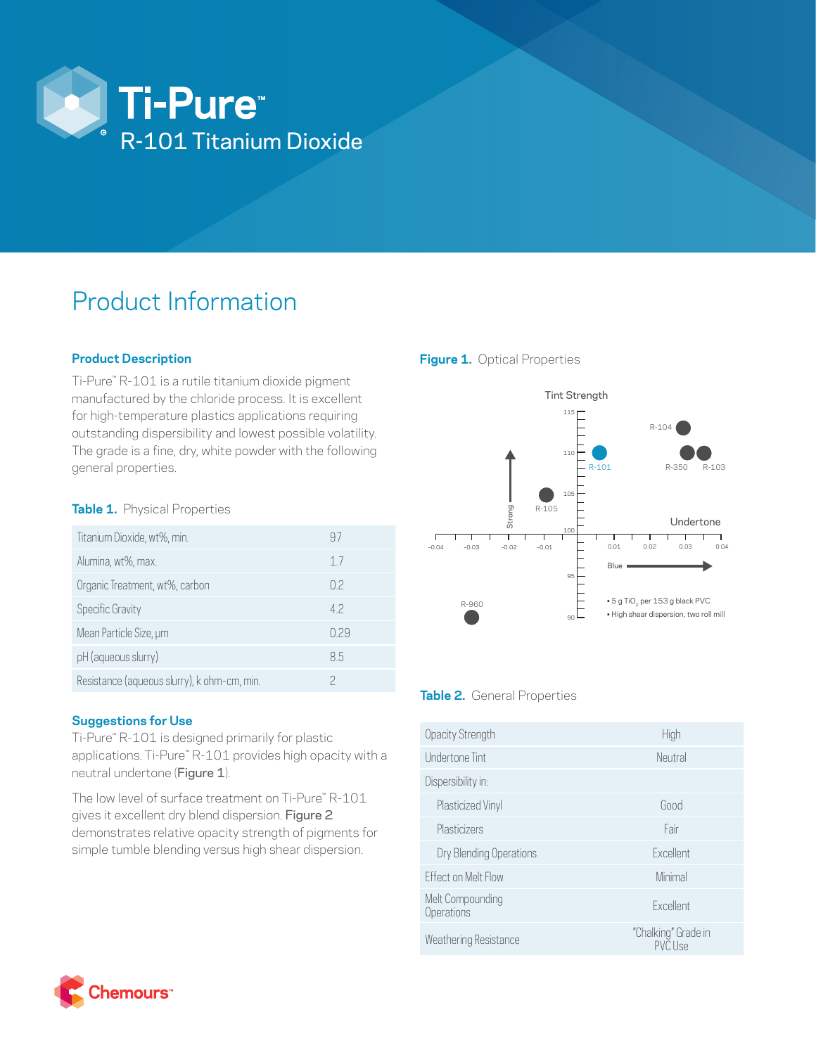# Ti-Pure™ R-101 Titanium Dioxide

## Product Information

### Product Description

Ti-Pure™ R-101 is a rutile titanium dioxide pigment manufactured by the chloride process. It is excellent for high-temperature plastics applications requiring outstanding dispersibility and lowest possible volatility. The grade is a fine, dry, white powder with the following general properties.

**Table 1.** Physical Properties

| Property | Value |
|---|---|
| Titanium Dioxide, wt%, min. | 97 |
| Alumina, wt%, max. | 1.7 |
| Organic Treatment, wt%, carbon | 0.2 |
| Specific Gravity | 4.2 |
| Mean Particle Size, µm | 0.29 |
| pH (aqueous slurry) | 8.5 |
| Resistance (aqueous slurry), k ohm-cm, min. | 2 |

### Suggestions for Use

Ti-Pure™ R-101 is designed primarily for plastic applications. Ti-Pure™ R-101 provides high opacity with a neutral undertone (**Figure 1**).

The low level of surface treatment on Ti-Pure™ R-101 gives it excellent dry blend dispersion. **Figure 2** demonstrates relative opacity strength of pigments for simple tumble blending versus high shear dispersion.

**Figure 1.** Optical Properties

Tint Strength (vertical axis, 90–115; Strong ↑); Undertone (horizontal axis, -0.04 to 0.04; Blue →)

Points: R-104, R-101, R-350, R-103, R-105, R-960

- 5 g $TiO_2$ per 153 g black PVC
- High shear dispersion, two roll mill

**Table 2.** General Properties

| Property | Rating |
|---|---|
| Opacity Strength | High |
| Undertone Tint | Neutral |
| Dispersibility in: | |
| Plasticized Vinyl | Good |
| Plasticizers | Fair |
| Dry Blending Operations | Excellent |
| Effect on Melt Flow | Minimal |
| Melt Compounding Operations | Excellent |
| Weathering Resistance | "Chalking" Grade in PVC Use |

Chemours™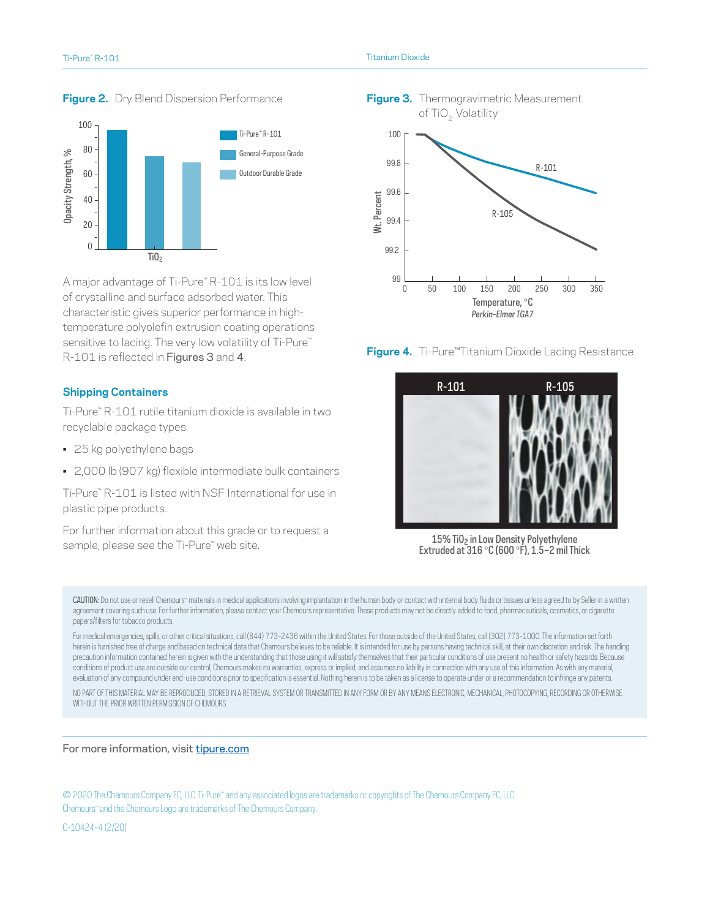**Figure 2.** Dry Blend Dispersion Performance

Opacity Strength, %

100
80
60
40
20
0

$TiO_2$

Ti-Pure™ R-101
General-Purpose Grade
Outdoor Durable Grade

A major advantage of Ti-Pure™ R-101 is its low level of crystalline and surface adsorbed water. This characteristic gives superior performance in high-temperature polyolefin extrusion coating operations sensitive to lacing. The very low volatility of Ti-Pure™ R-101 is reflected in Figures 3 and 4.

### Shipping Containers

Ti-Pure™ R-101 rutile titanium dioxide is available in two recyclable package types:

- 25 kg polyethylene bags
- 2,000 lb (907 kg) flexible intermediate bulk containers

Ti-Pure™ R-101 is listed with NSF International for use in plastic pipe products.

For further information about this grade or to request a sample, please see the Ti-Pure™ web site.

**Figure 3.** Thermogravimetric Measurement of $TiO_2$ Volatility

Wt. Percent

100
99.8
99.6
99.4
99.2
99

0 50 100 150 200 250 300 350

Temperature, °C

*Perkin-Elmer TGA7*

R-101
R-105

**Figure 4.** Ti-Pure™ Titanium Dioxide Lacing Resistance

R-101
R-105

15% $TiO_2$ in Low Density Polyethylene
Extruded at 316 °C (600 °F), 1.5–2 mil Thick

CAUTION: Do not use or resell Chemours™ materials in medical applications involving implantation in the human body or contact with internal body fluids or tissues unless agreed to by Seller in a written agreement covering such use. For further information, please contact your Chemours representative. These products may not be directly added to food, pharmaceuticals, cosmetics, or cigarette papers/filters for tobacco products.

For medical emergencies, spills, or other critical situations, call (844) 773-2436 within the United States. For those outside of the United States, call (302) 773-1000. The information set forth herein is furnished free of charge and based on technical data that Chemours believes to be reliable. It is intended for use by persons having technical skill, at their own discretion and risk. The handling precaution information contained herein is given with the understanding that those using it will satisfy themselves that their particular conditions of use present no health or safety hazards. Because conditions of product use are outside our control, Chemours makes no warranties, express or implied, and assumes no liability in connection with any use of this information. As with any material, evaluation of any compound under end-use conditions prior to specification is essential. Nothing herein is to be taken as a license to operate under or a recommendation to infringe any patents.

NO PART OF THIS MATERIAL MAY BE REPRODUCED, STORED IN A RETRIEVAL SYSTEM OR TRANSMITTED IN ANY FORM OR BY ANY MEANS ELECTRONIC, MECHANICAL, PHOTOCOPYING, RECORDING OR OTHERWISE WITHOUT THE PRIOR WRITTEN PERMISSION OF CHEMOURS.

For more information, visit tipure.com

© 2020 The Chemours Company FC, LLC. Ti-Pure™ and any associated logos are trademarks or copyrights of The Chemours Company FC, LLC. Chemours™ and the Chemours Logo are trademarks of The Chemours Company.

C-10424-4 (2/20)